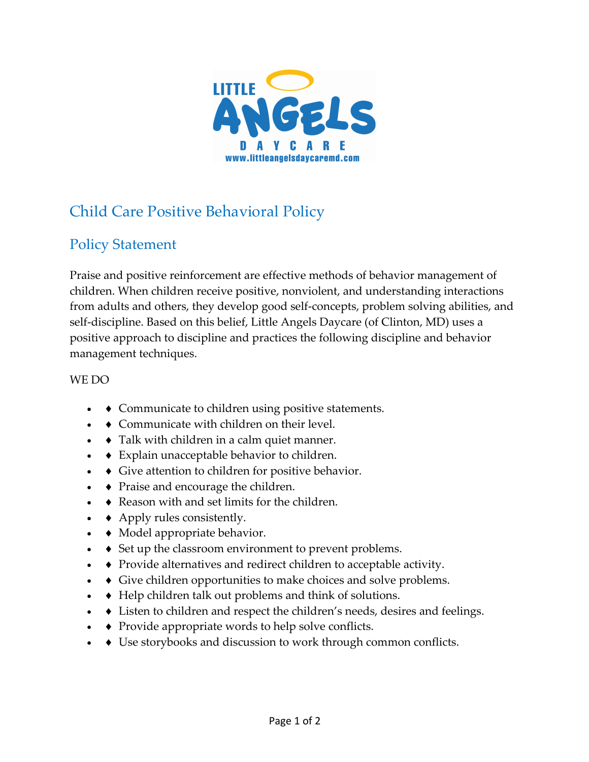# Child Care Positive Behavioral Policy

## Policy Statement

Praise and positive reinforcement are effective methods of behavior management of children. When children receive positive, nonviolent, and understanding interactions from adults and others, they develop good self-concepts, problem solving abilities, and self-discipline. Based on this belief, Little Angels Daycare (of Clinton, MD) uses a positive approach to discipline and practices the following discipline and behavior management techniques.

WE DO

- ♦ Communicate to children using positive statements.
- ♦ Communicate with children on their level.
- ♦ Talk with children in a calm quiet manner.
- ♦ Explain unacceptable behavior to children.
- ♦ Give attention to children for positive behavior.
- ♦ Praise and encourage the children.
- ♦ Reason with and set limits for the children.
- ♦ Apply rules consistently.
- ♦ Model appropriate behavior.
- ♦ Set up the classroom environment to prevent problems.
- ♦ Provide alternatives and redirect children to acceptable activity.
- ♦ Give children opportunities to make choices and solve problems.
- ♦ Help children talk out problems and think of solutions.
- ♦ Listen to children and respect the children's needs, desires and feelings.
- ♦ Provide appropriate words to help solve conflicts.
- ♦ Use storybooks and discussion to work through common conflicts.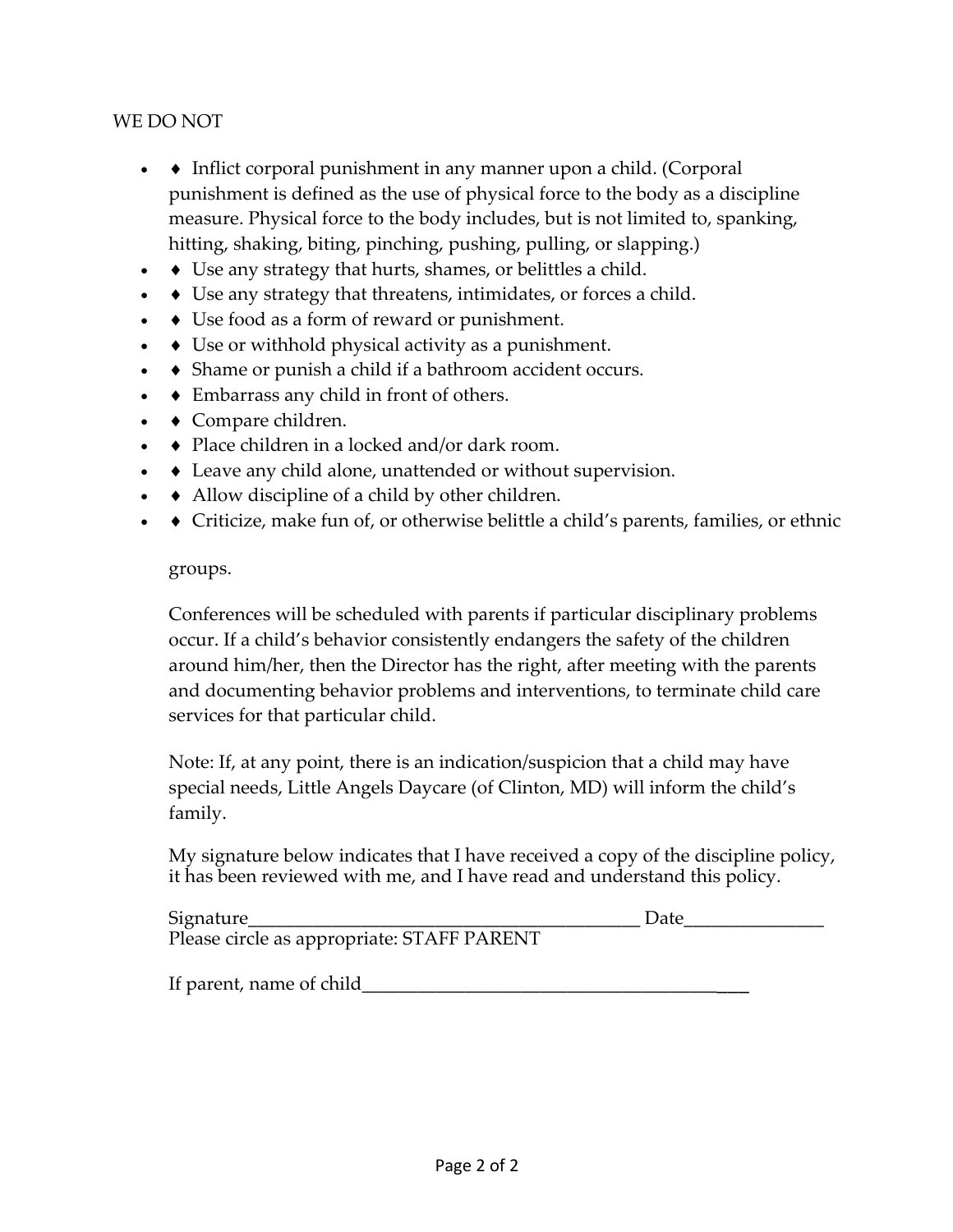WE DO NOT

- ♦ Inflict corporal punishment in any manner upon a child. (Corporal punishment is defined as the use of physical force to the body as a discipline measure. Physical force to the body includes, but is not limited to, spanking, hitting, shaking, biting, pinching, pushing, pulling, or slapping.)
- ♦ Use any strategy that hurts, shames, or belittles a child.
- ♦ Use any strategy that threatens, intimidates, or forces a child.
- ♦ Use food as a form of reward or punishment.
- ♦ Use or withhold physical activity as a punishment.
- ♦ Shame or punish a child if a bathroom accident occurs.
- ♦ Embarrass any child in front of others.
- ♦ Compare children.
- ♦ Place children in a locked and/or dark room.
- ♦ Leave any child alone, unattended or without supervision.
- ♦ Allow discipline of a child by other children.
- ♦ Criticize, make fun of, or otherwise belittle a child's parents, families, or ethnic groups.

Conferences will be scheduled with parents if particular disciplinary problems occur. If a child's behavior consistently endangers the safety of the children around him/her, then the Director has the right, after meeting with the parents and documenting behavior problems and interventions, to terminate child care services for that particular child.

Note: If, at any point, there is an indication/suspicion that a child may have special needs, Little Angels Daycare (of Clinton, MD) will inform the child's family.

My signature below indicates that I have received a copy of the discipline policy, it has been reviewed with me, and I have read and understand this policy.

Signature__________________________________________ Date_______________

Please circle as appropriate: STAFF PARENT

If parent, name of child__________________________________________